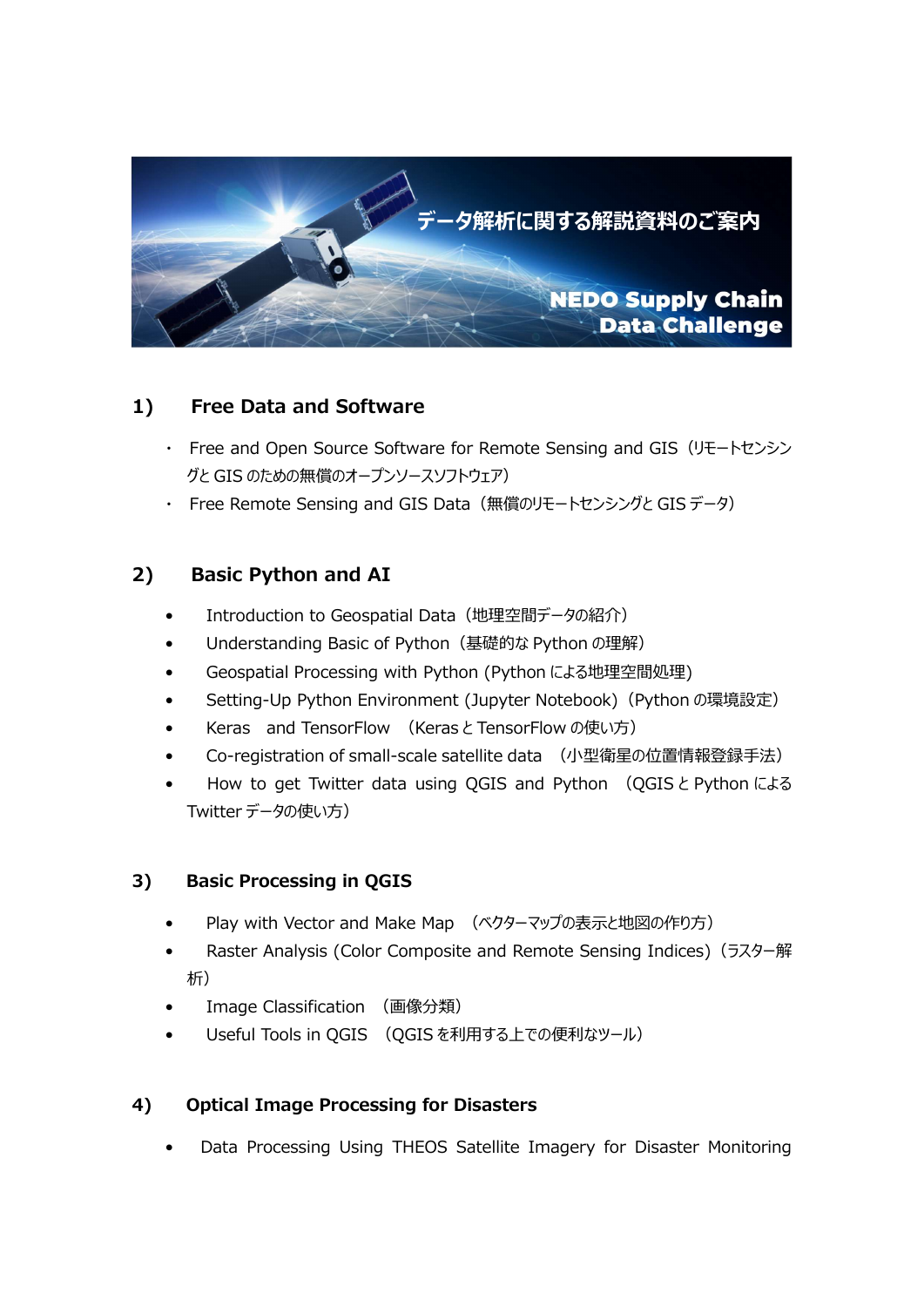# データ解析に関する解説資料のご案内

**NEDO Supply Chain Data Challenge**

## 1) Free Data and Software

- Free and Open Source Software for Remote Sensing and GIS（リモートセンシングと GIS のための無償のオープンソースソフトウェア）
- Free Remote Sensing and GIS Data（無償のリモートセンシングと GIS データ）

## 2) Basic Python and AI

- Introduction to Geospatial Data（地理空間データの紹介）
- Understanding Basic of Python（基礎的な Python の理解）
- Geospatial Processing with Python (Python による地理空間処理)
- Setting-Up Python Environment (Jupyter Notebook)（Python の環境設定）
- Keras and TensorFlow （Keras と TensorFlow の使い方）
- Co-registration of small-scale satellite data （小型衛星の位置情報登録手法）
- How to get Twitter data using QGIS and Python （QGIS と Python による Twitter データの使い方）

## 3) Basic Processing in QGIS

- Play with Vector and Make Map （ベクターマップの表示と地図の作り方）
- Raster Analysis (Color Composite and Remote Sensing Indices)（ラスター解析）
- Image Classification （画像分類）
- Useful Tools in QGIS （QGIS を利用する上での便利なツール）

## 4) Optical Image Processing for Disasters

- Data Processing Using THEOS Satellite Imagery for Disaster Monitoring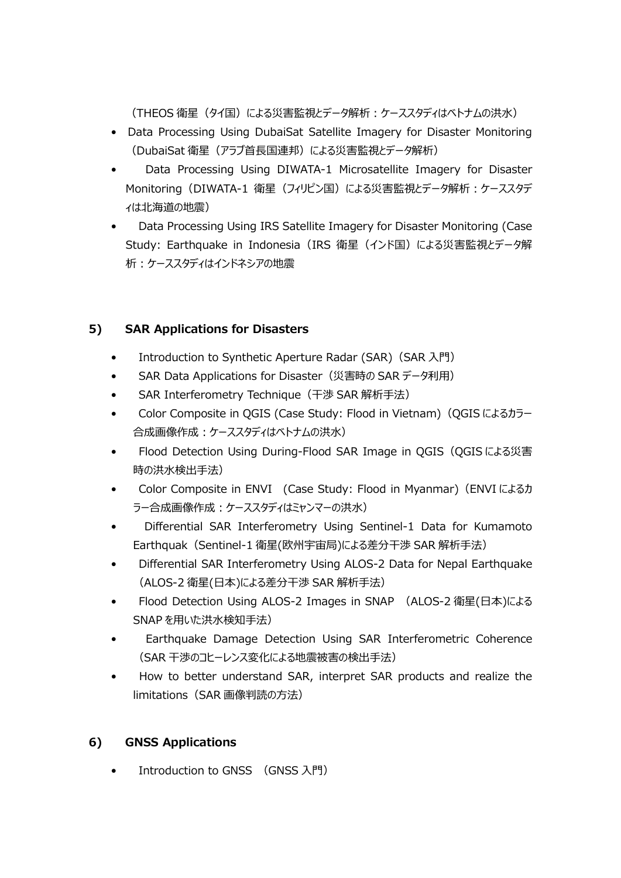（THEOS 衛星（タイ国）による災害監視とデータ解析：ケーススタディはベトナムの洪水）

- Data Processing Using DubaiSat Satellite Imagery for Disaster Monitoring（DubaiSat 衛星（アラブ首長国連邦）による災害監視とデータ解析）
- Data Processing Using DIWATA-1 Microsatellite Imagery for Disaster Monitoring（DIWATA-1 衛星（フィリピン国）による災害監視とデータ解析：ケーススタディは北海道の地震）
- Data Processing Using IRS Satellite Imagery for Disaster Monitoring (Case Study: Earthquake in Indonesia（IRS 衛星（インド国）による災害監視とデータ解析：ケーススタディはインドネシアの地震

## 5) SAR Applications for Disasters

- Introduction to Synthetic Aperture Radar (SAR)（SAR 入門）
- SAR Data Applications for Disaster（災害時の SAR データ利用）
- SAR Interferometry Technique（干渉 SAR 解析手法）
- Color Composite in QGIS (Case Study: Flood in Vietnam)（QGIS によるカラー合成画像作成：ケーススタディはベトナムの洪水）
- Flood Detection Using During-Flood SAR Image in QGIS（QGIS による災害時の洪水検出手法）
- Color Composite in ENVI (Case Study: Flood in Myanmar)（ENVI によるカラー合成画像作成：ケーススタディはミャンマーの洪水）
- Differential SAR Interferometry Using Sentinel-1 Data for Kumamoto Earthquak（Sentinel-1 衛星(欧州宇宙局)による差分干渉 SAR 解析手法）
- Differential SAR Interferometry Using ALOS-2 Data for Nepal Earthquake（ALOS-2 衛星(日本)による差分干渉 SAR 解析手法）
- Flood Detection Using ALOS-2 Images in SNAP （ALOS-2 衛星(日本)による SNAP を用いた洪水検知手法）
- Earthquake Damage Detection Using SAR Interferometric Coherence（SAR 干渉のコヒーレンス変化による地震被害の検出手法）
- How to better understand SAR, interpret SAR products and realize the limitations（SAR 画像判読の方法）

## 6) GNSS Applications

- Introduction to GNSS （GNSS 入門）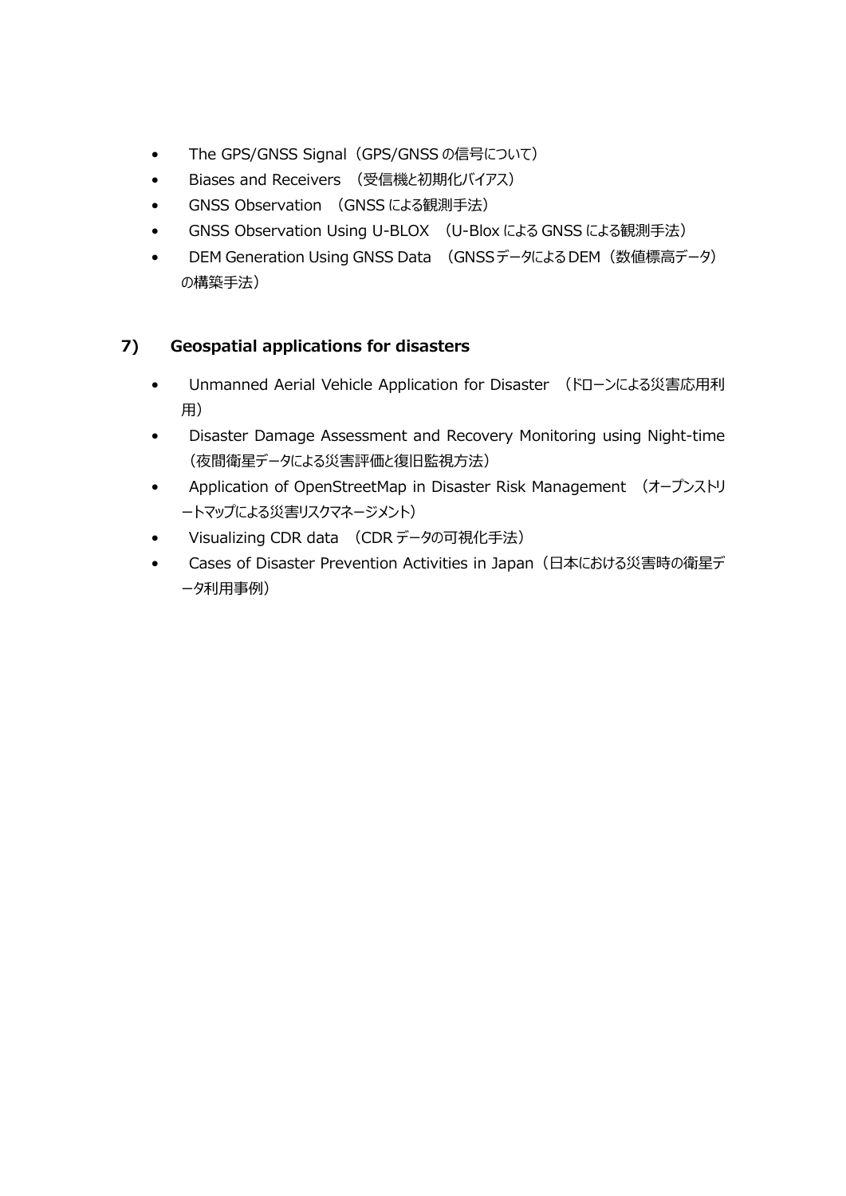- The GPS/GNSS Signal（GPS/GNSS の信号について）
- Biases and Receivers （受信機と初期化バイアス）
- GNSS Observation （GNSS による観測手法）
- GNSS Observation Using U-BLOX （U-Blox による GNSS による観測手法）
- DEM Generation Using GNSS Data （GNSS データによる DEM（数値標高データ）の構築手法）

## 7) Geospatial applications for disasters

- Unmanned Aerial Vehicle Application for Disaster （ドローンによる災害応用利用）
- Disaster Damage Assessment and Recovery Monitoring using Night-time（夜間衛星データによる災害評価と復旧監視方法）
- Application of OpenStreetMap in Disaster Risk Management （オープンストリートマップによる災害リスクマネージメント）
- Visualizing CDR data （CDR データの可視化手法）
- Cases of Disaster Prevention Activities in Japan（日本における災害時の衛星データ利用事例）